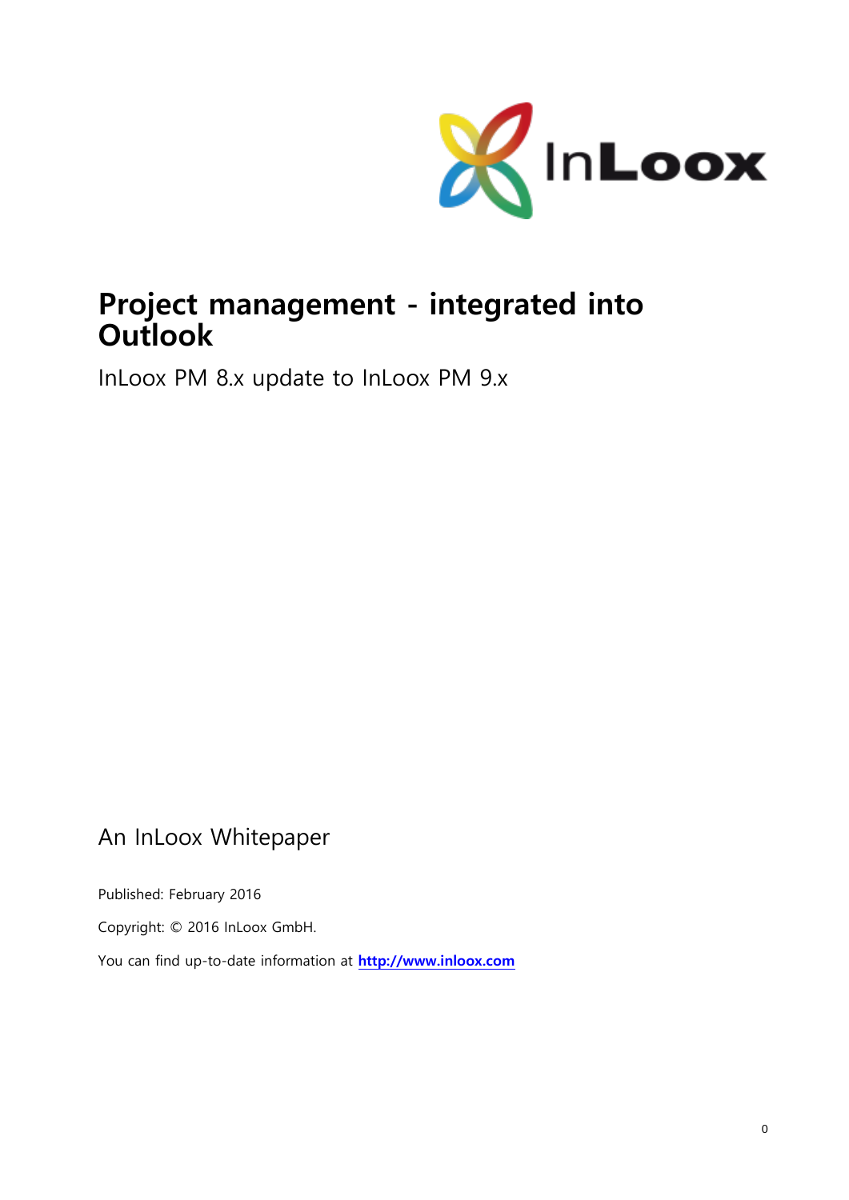# Project management - integrated into Outlook

InLoox PM 8.x update to InLoox PM 9.x

An InLoox Whitepaper

Published: February 2016

Copyright: © 2016 InLoox GmbH.

You can find up-to-date information at **http://www.inloox.com**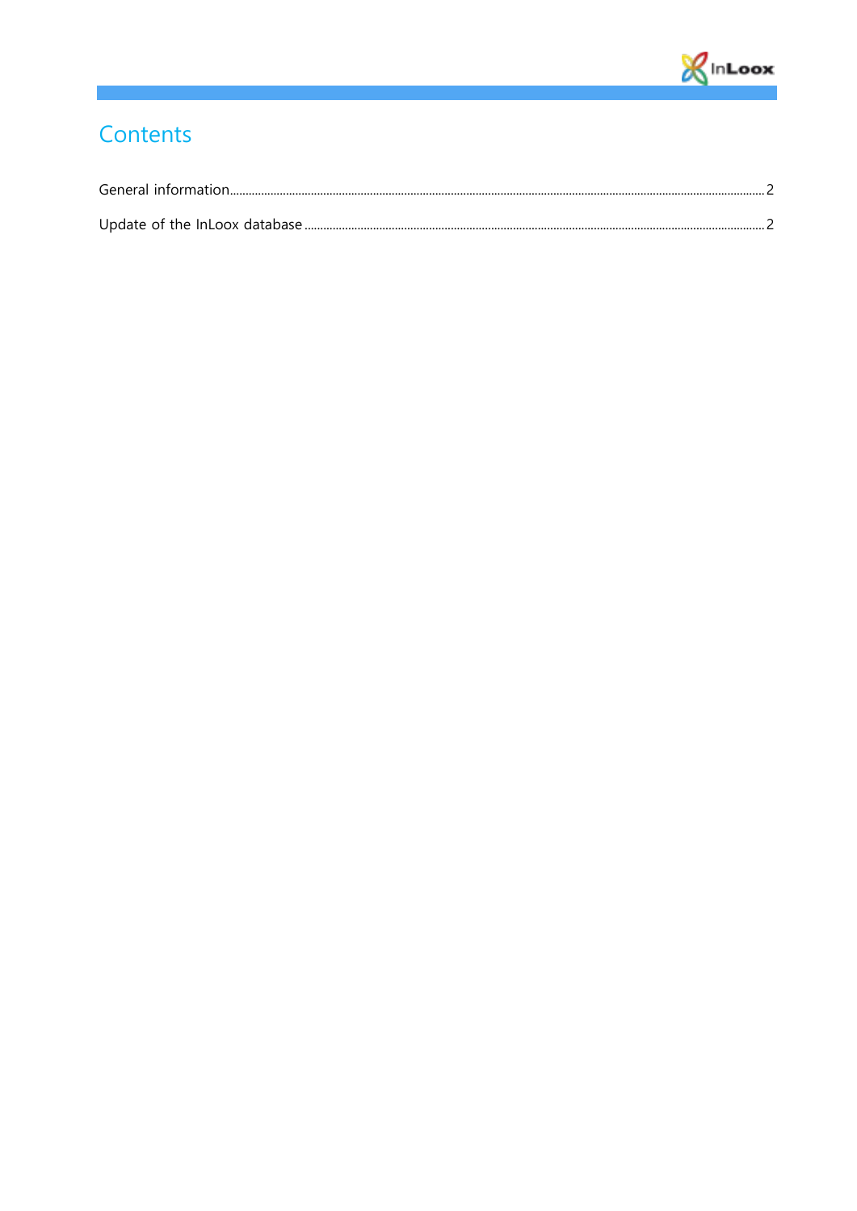# Contents

General information ........................................................................................................................................................... 2

Update of the InLoox database ......................................................................................................................................... 2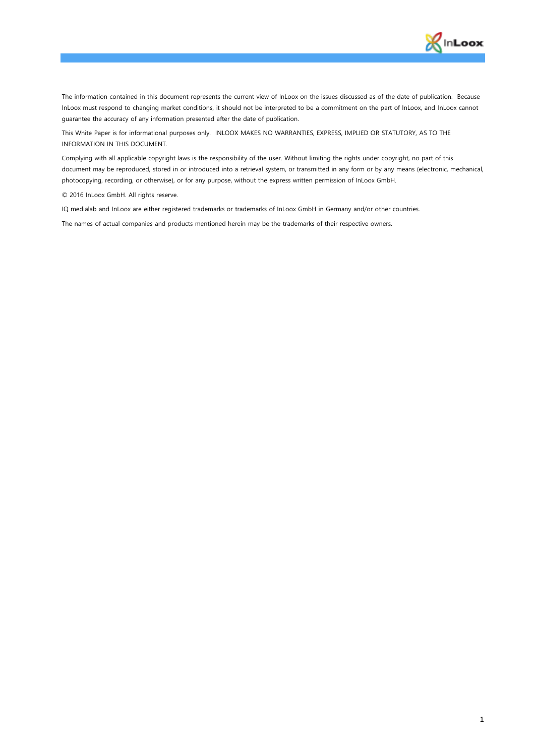The information contained in this document represents the current view of InLoox on the issues discussed as of the date of publication. Because InLoox must respond to changing market conditions, it should not be interpreted to be a commitment on the part of InLoox, and InLoox cannot guarantee the accuracy of any information presented after the date of publication.

This White Paper is for informational purposes only. INLOOX MAKES NO WARRANTIES, EXPRESS, IMPLIED OR STATUTORY, AS TO THE INFORMATION IN THIS DOCUMENT.

Complying with all applicable copyright laws is the responsibility of the user. Without limiting the rights under copyright, no part of this document may be reproduced, stored in or introduced into a retrieval system, or transmitted in any form or by any means (electronic, mechanical, photocopying, recording, or otherwise), or for any purpose, without the express written permission of InLoox GmbH.

© 2016 InLoox GmbH. All rights reserve.

IQ medialab and InLoox are either registered trademarks or trademarks of InLoox GmbH in Germany and/or other countries.

The names of actual companies and products mentioned herein may be the trademarks of their respective owners.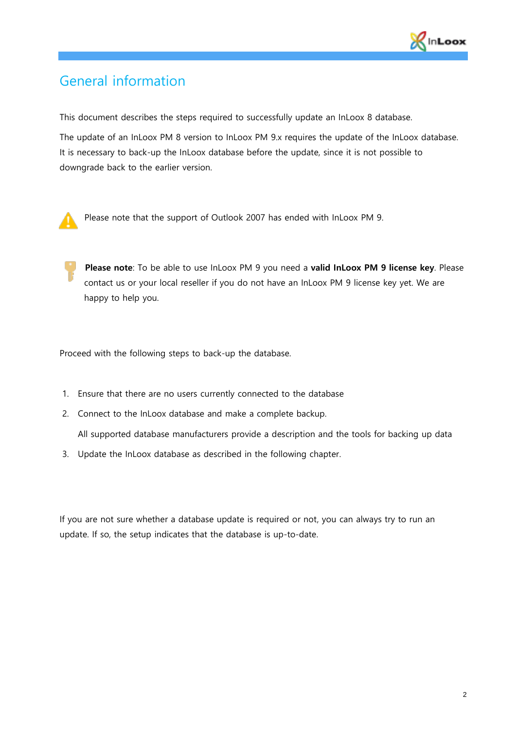# General information

This document describes the steps required to successfully update an InLoox 8 database.

The update of an InLoox PM 8 version to InLoox PM 9.x requires the update of the InLoox database. It is necessary to back-up the InLoox database before the update, since it is not possible to downgrade back to the earlier version.

Please note that the support of Outlook 2007 has ended with InLoox PM 9.

**Please note**: To be able to use InLoox PM 9 you need a **valid InLoox PM 9 license key**. Please contact us or your local reseller if you do not have an InLoox PM 9 license key yet. We are happy to help you.

Proceed with the following steps to back-up the database.

1. Ensure that there are no users currently connected to the database
2. Connect to the InLoox database and make a complete backup.

   All supported database manufacturers provide a description and the tools for backing up data
3. Update the InLoox database as described in the following chapter.

If you are not sure whether a database update is required or not, you can always try to run an update. If so, the setup indicates that the database is up-to-date.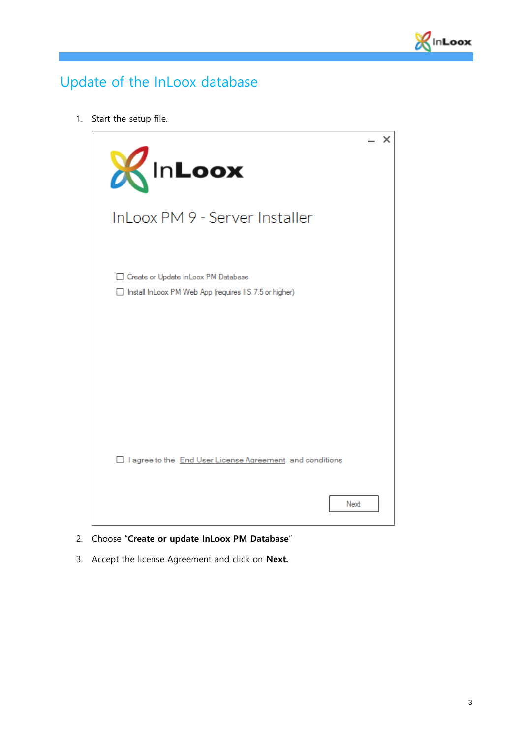# Update of the InLoox database

1. Start the setup file.

2. Choose "**Create or update InLoox PM Database**"

3. Accept the license Agreement and click on **Next.**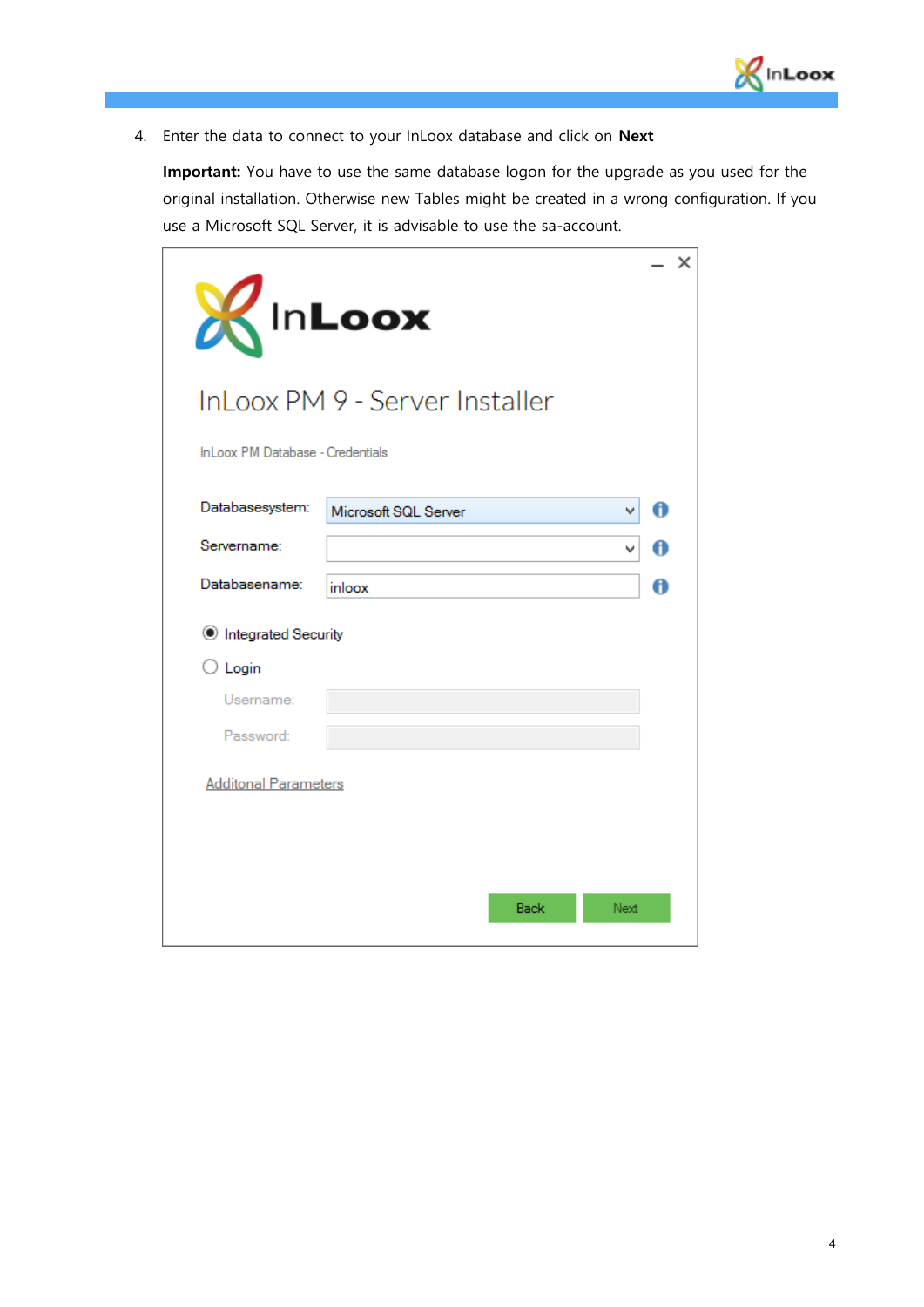4. Enter the data to connect to your InLoox database and click on **Next**

   **Important:** You have to use the same database logon for the upgrade as you used for the original installation. Otherwise new Tables might be created in a wrong configuration. If you use a Microsoft SQL Server, it is advisable to use the sa-account.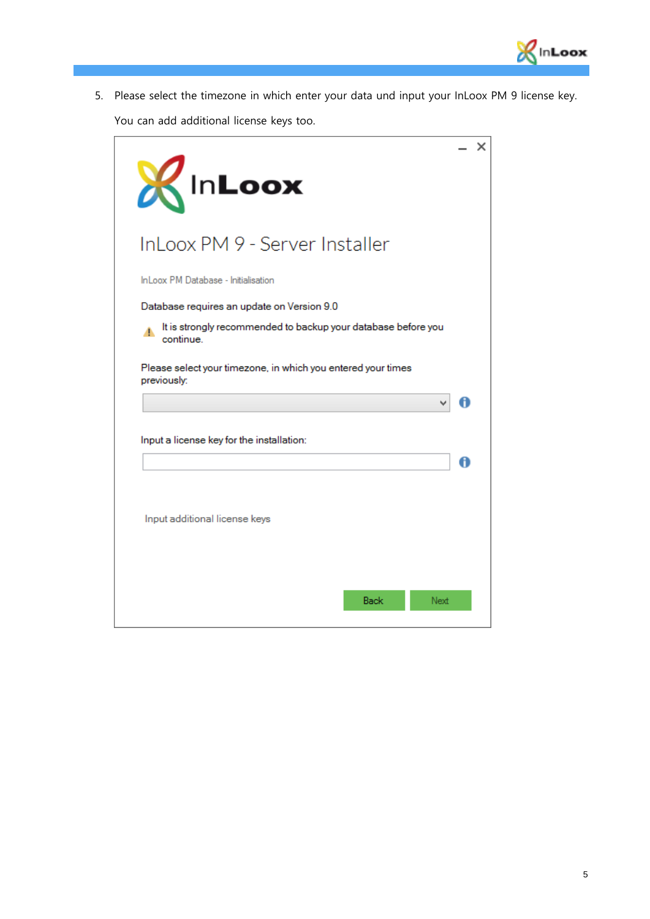5. Please select the timezone in which enter your data und input your InLoox PM 9 license key. You can add additional license keys too.

InLoox PM 9 - Server Installer

InLoox PM Database - Initialisation

Database requires an update on Version 9.0

It is strongly recommended to backup your database before you continue.

Please select your timezone, in which you entered your times previously:

Input a license key for the installation:

Input additional license keys

Back Next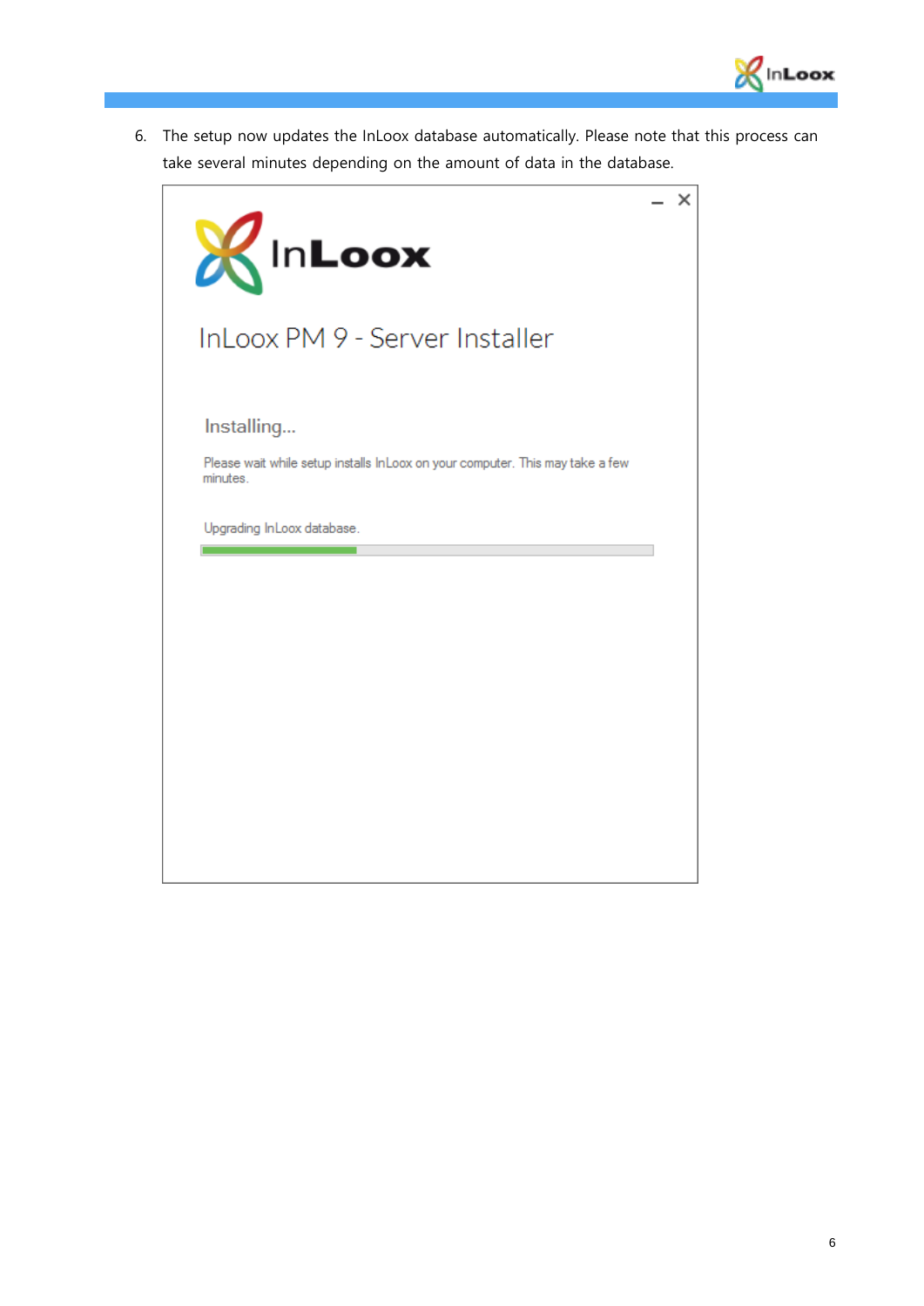6. The setup now updates the InLoox database automatically. Please note that this process can take several minutes depending on the amount of data in the database.

InLoox PM 9 - Server Installer

Installing...

Please wait while setup installs InLoox on your computer. This may take a few minutes.

Upgrading InLoox database.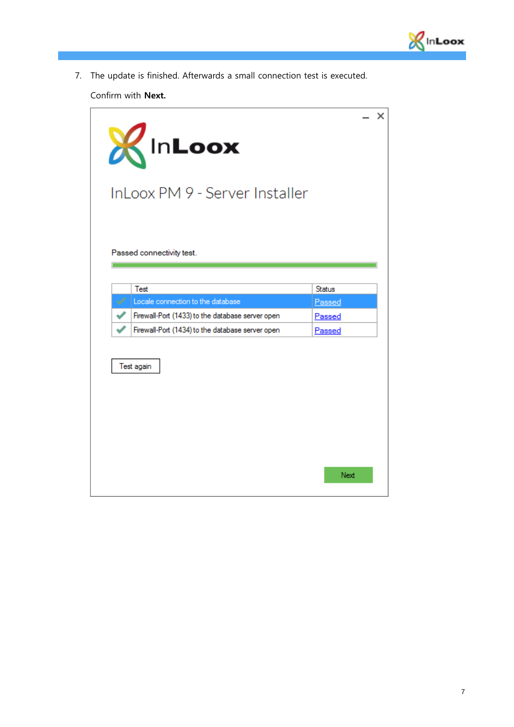7. The update is finished. Afterwards a small connection test is executed.

   Confirm with **Next.**

InLoox

InLoox PM 9 - Server Installer

Passed connectivity test.

| | Test | Status |
|---|---|---|
| ✔ | Locale connection to the database | Passed |
| ✔ | Firewall-Port (1433) to the database server open | Passed |
| ✔ | Firewall-Port (1434) to the database server open | Passed |

Test again

Next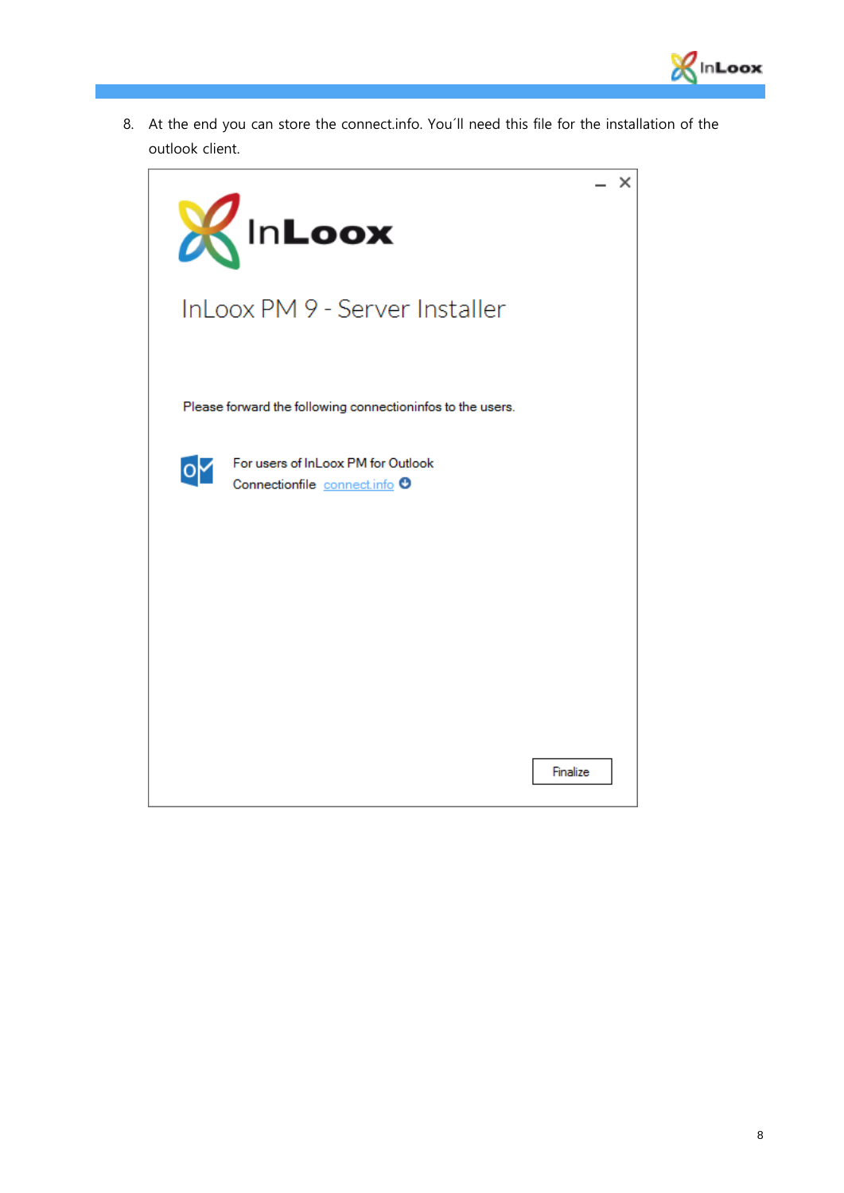8. At the end you can store the connect.info. You´ll need this file for the installation of the outlook client.

InLoox PM 9 - Server Installer

Please forward the following connectioninfos to the users.

For users of InLoox PM for Outlook
Connectionfile connect.info

Finalize